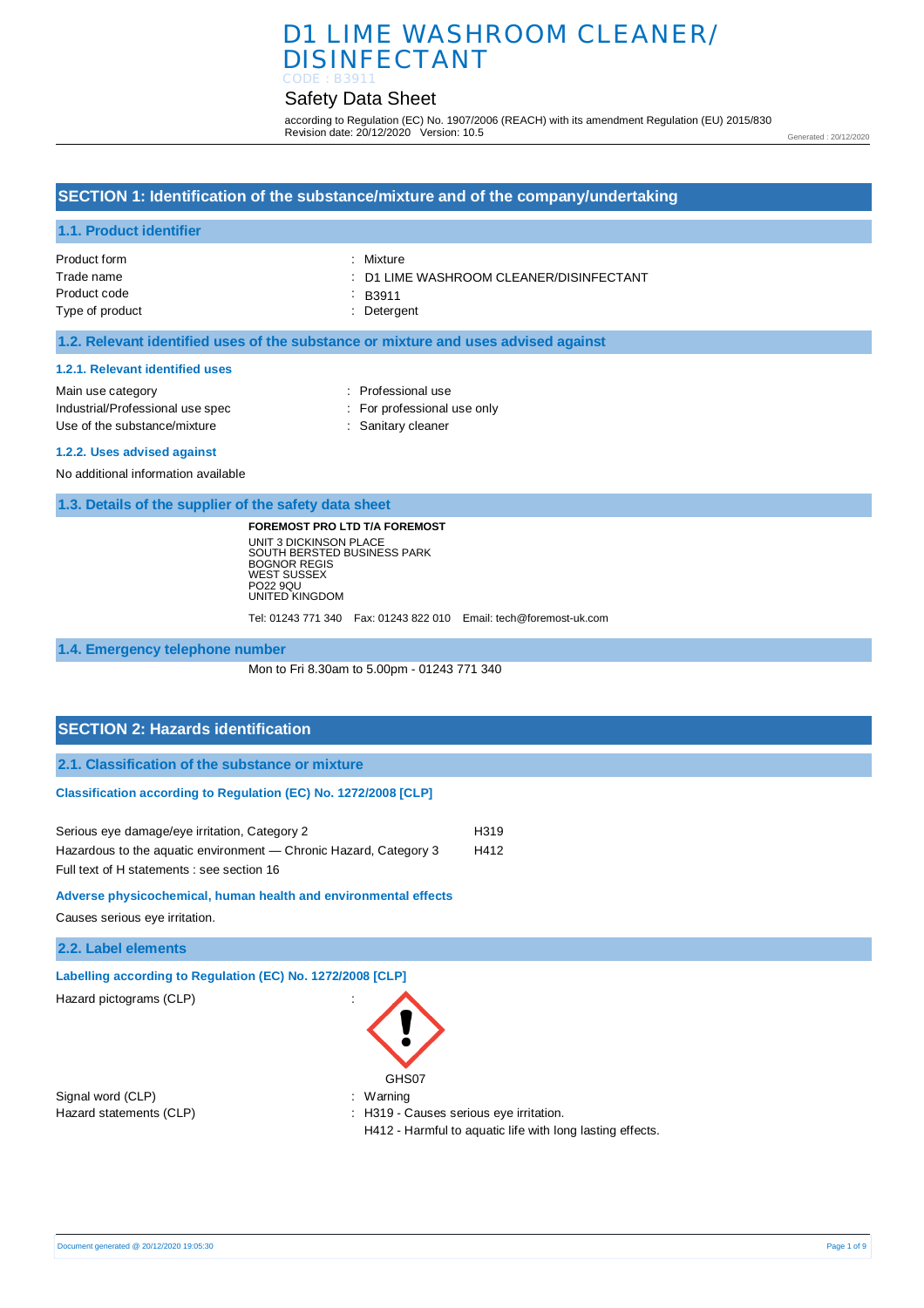# D1 LIME WASHROOM CLEANER/ DISINFECTANT

CODE : B3911

Safety Data Sheet

according to Regulation (EC) No. 1907/2006 (REACH) with its amendment Regulation (EU) 2015/830
Revision date: 20/12/2020 Version: 10.5

Generated : 20/12/2020

## SECTION 1: Identification of the substance/mixture and of the company/undertaking

### 1.1. Product identifier

| | |
|---|---|
| Product form | : Mixture |
| Trade name | : D1 LIME WASHROOM CLEANER/DISINFECTANT |
| Product code | : B3911 |
| Type of product | : Detergent |

### 1.2. Relevant identified uses of the substance or mixture and uses advised against

#### 1.2.1. Relevant identified uses

| | |
|---|---|
| Main use category | : Professional use |
| Industrial/Professional use spec | : For professional use only |
| Use of the substance/mixture | : Sanitary cleaner |

#### 1.2.2. Uses advised against

No additional information available

### 1.3. Details of the supplier of the safety data sheet

**FOREMOST PRO LTD T/A FOREMOST**
UNIT 3 DICKINSON PLACE
SOUTH BERSTED BUSINESS PARK
BOGNOR REGIS
WEST SUSSEX
PO22 9QU
UNITED KINGDOM

Tel: 01243 771 340 Fax: 01243 822 010 Email: tech@foremost-uk.com

### 1.4. Emergency telephone number

Mon to Fri 8.30am to 5.00pm - 01243 771 340

## SECTION 2: Hazards identification

### 2.1. Classification of the substance or mixture

#### Classification according to Regulation (EC) No. 1272/2008 [CLP]

| | |
|---|---|
| Serious eye damage/eye irritation, Category 2 | H319 |
| Hazardous to the aquatic environment — Chronic Hazard, Category 3 | H412 |

Full text of H statements : see section 16

#### Adverse physicochemical, human health and environmental effects

Causes serious eye irritation.

### 2.2. Label elements

#### Labelling according to Regulation (EC) No. 1272/2008 [CLP]

Hazard pictograms (CLP) :

GHS07

| | |
|---|---|
| Signal word (CLP) | : Warning |
| Hazard statements (CLP) | : H319 - Causes serious eye irritation.<br>H412 - Harmful to aquatic life with long lasting effects. |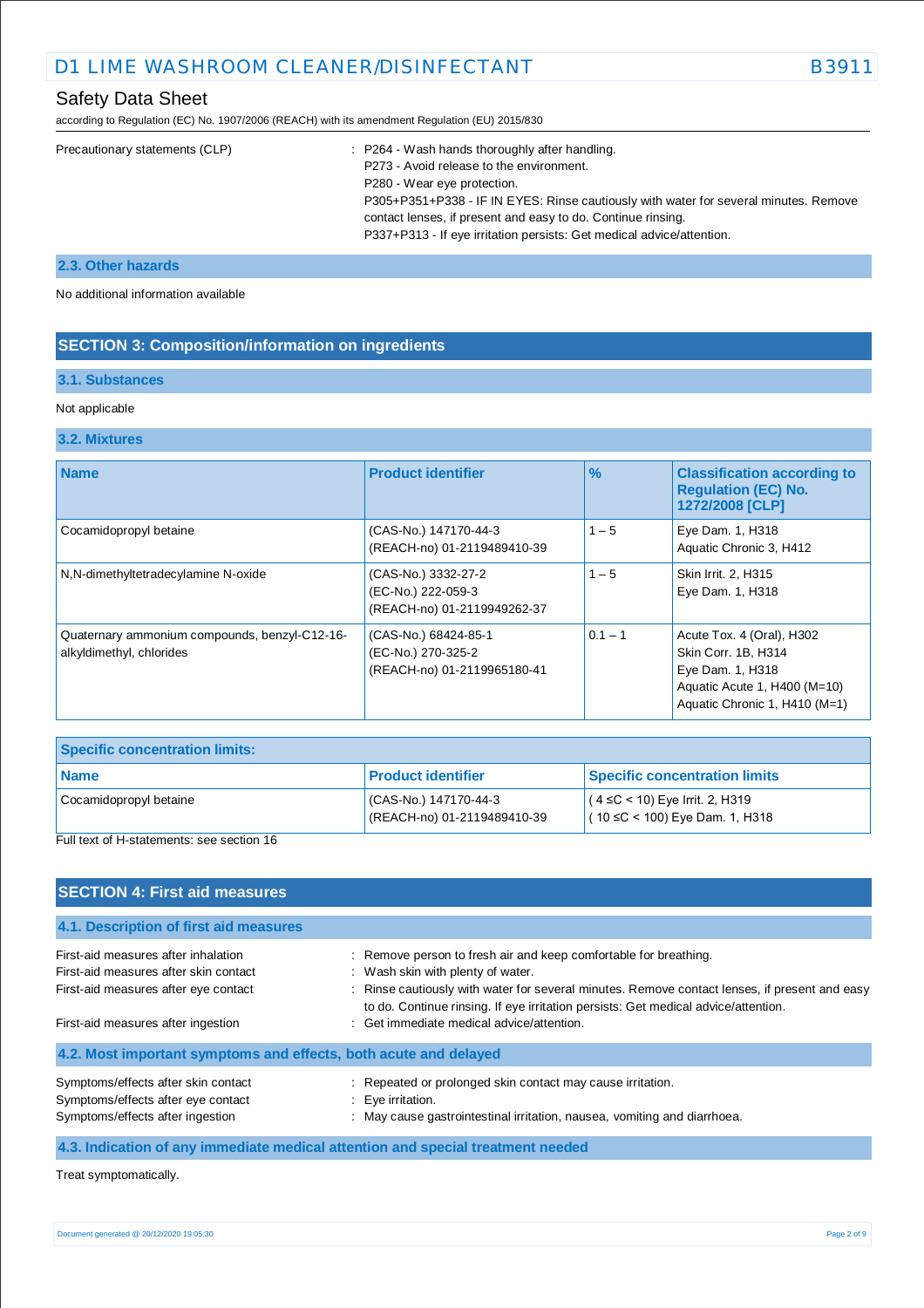Precautionary statements (CLP) : P264 - Wash hands thoroughly after handling.
P273 - Avoid release to the environment.
P280 - Wear eye protection.
P305+P351+P338 - IF IN EYES: Rinse cautiously with water for several minutes. Remove contact lenses, if present and easy to do. Continue rinsing.
P337+P313 - If eye irritation persists: Get medical advice/attention.

### 2.3. Other hazards

No additional information available

## SECTION 3: Composition/information on ingredients

### 3.1. Substances

Not applicable

### 3.2. Mixtures

| Name | Product identifier | % | Classification according to Regulation (EC) No. 1272/2008 [CLP] |
|---|---|---|---|
| Cocamidopropyl betaine | (CAS-No.) 147170-44-3<br>(REACH-no) 01-2119489410-39 | 1 – 5 | Eye Dam. 1, H318<br>Aquatic Chronic 3, H412 |
| N,N-dimethyltetradecylamine N-oxide | (CAS-No.) 3332-27-2<br>(EC-No.) 222-059-3<br>(REACH-no) 01-2119949262-37 | 1 – 5 | Skin Irrit. 2, H315<br>Eye Dam. 1, H318 |
| Quaternary ammonium compounds, benzyl-C12-16-alkyldimethyl, chlorides | (CAS-No.) 68424-85-1<br>(EC-No.) 270-325-2<br>(REACH-no) 01-2119965180-41 | 0.1 – 1 | Acute Tox. 4 (Oral), H302<br>Skin Corr. 1B, H314<br>Eye Dam. 1, H318<br>Aquatic Acute 1, H400 (M=10)<br>Aquatic Chronic 1, H410 (M=1) |

| Specific concentration limits: | | |
|---|---|---|
| **Name** | **Product identifier** | **Specific concentration limits** |
| Cocamidopropyl betaine | (CAS-No.) 147170-44-3<br>(REACH-no) 01-2119489410-39 | ( 4 ≤C < 10) Eye Irrit. 2, H319<br>( 10 ≤C < 100) Eye Dam. 1, H318 |

Full text of H-statements: see section 16

## SECTION 4: First aid measures

### 4.1. Description of first aid measures

First-aid measures after inhalation : Remove person to fresh air and keep comfortable for breathing.
First-aid measures after skin contact : Wash skin with plenty of water.
First-aid measures after eye contact : Rinse cautiously with water for several minutes. Remove contact lenses, if present and easy to do. Continue rinsing. If eye irritation persists: Get medical advice/attention.
First-aid measures after ingestion : Get immediate medical advice/attention.

### 4.2. Most important symptoms and effects, both acute and delayed

Symptoms/effects after skin contact : Repeated or prolonged skin contact may cause irritation.
Symptoms/effects after eye contact : Eye irritation.
Symptoms/effects after ingestion : May cause gastrointestinal irritation, nausea, vomiting and diarrhoea.

### 4.3. Indication of any immediate medical attention and special treatment needed

Treat symptomatically.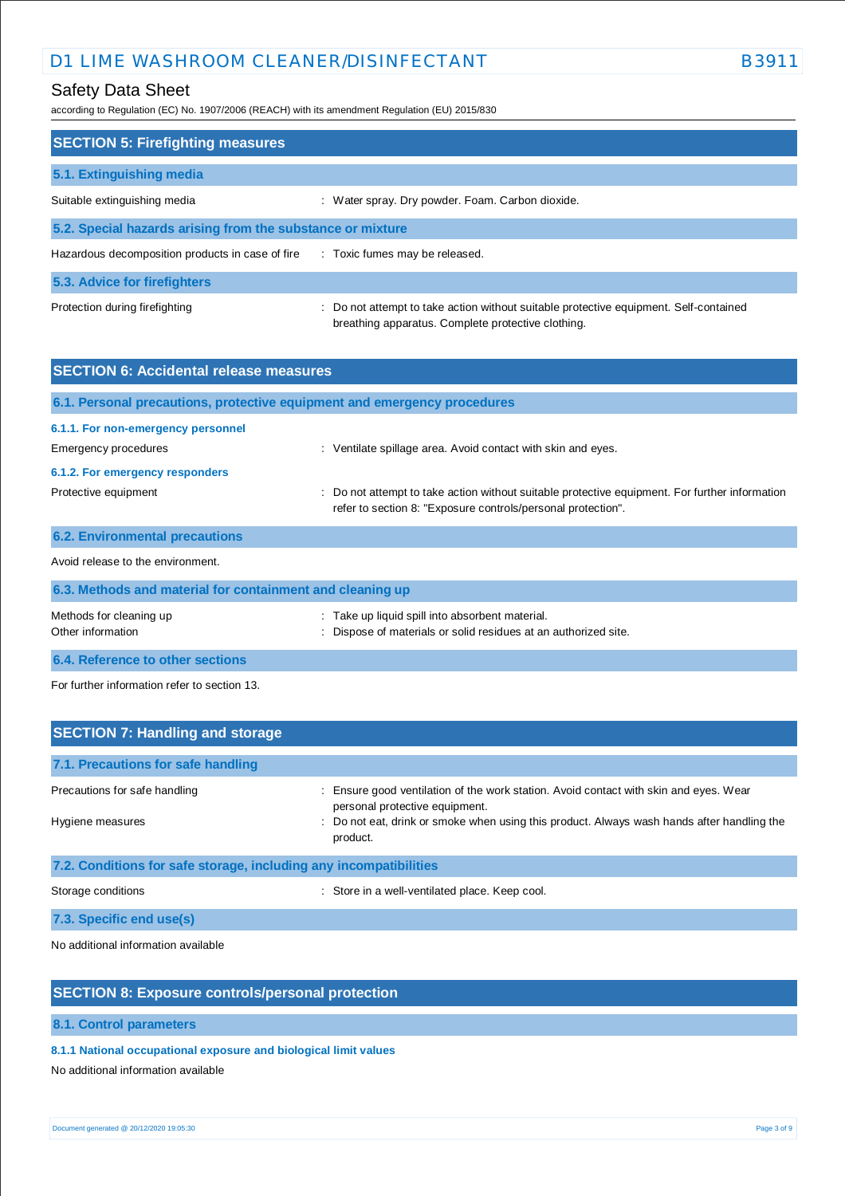## SECTION 5: Firefighting measures

### 5.1. Extinguishing media

| | |
|---|---|
| Suitable extinguishing media | : Water spray. Dry powder. Foam. Carbon dioxide. |

### 5.2. Special hazards arising from the substance or mixture

| | |
|---|---|
| Hazardous decomposition products in case of fire | : Toxic fumes may be released. |

### 5.3. Advice for firefighters

| | |
|---|---|
| Protection during firefighting | : Do not attempt to take action without suitable protective equipment. Self-contained breathing apparatus. Complete protective clothing. |

## SECTION 6: Accidental release measures

### 6.1. Personal precautions, protective equipment and emergency procedures

#### 6.1.1. For non-emergency personnel

| | |
|---|---|
| Emergency procedures | : Ventilate spillage area. Avoid contact with skin and eyes. |

#### 6.1.2. For emergency responders

| | |
|---|---|
| Protective equipment | : Do not attempt to take action without suitable protective equipment. For further information refer to section 8: "Exposure controls/personal protection". |

### 6.2. Environmental precautions

Avoid release to the environment.

### 6.3. Methods and material for containment and cleaning up

| | |
|---|---|
| Methods for cleaning up | : Take up liquid spill into absorbent material. |
| Other information | : Dispose of materials or solid residues at an authorized site. |

### 6.4. Reference to other sections

For further information refer to section 13.

## SECTION 7: Handling and storage

### 7.1. Precautions for safe handling

| | |
|---|---|
| Precautions for safe handling | : Ensure good ventilation of the work station. Avoid contact with skin and eyes. Wear personal protective equipment. |
| Hygiene measures | : Do not eat, drink or smoke when using this product. Always wash hands after handling the product. |

### 7.2. Conditions for safe storage, including any incompatibilities

| | |
|---|---|
| Storage conditions | : Store in a well-ventilated place. Keep cool. |

### 7.3. Specific end use(s)

No additional information available

## SECTION 8: Exposure controls/personal protection

### 8.1. Control parameters

#### 8.1.1 National occupational exposure and biological limit values

No additional information available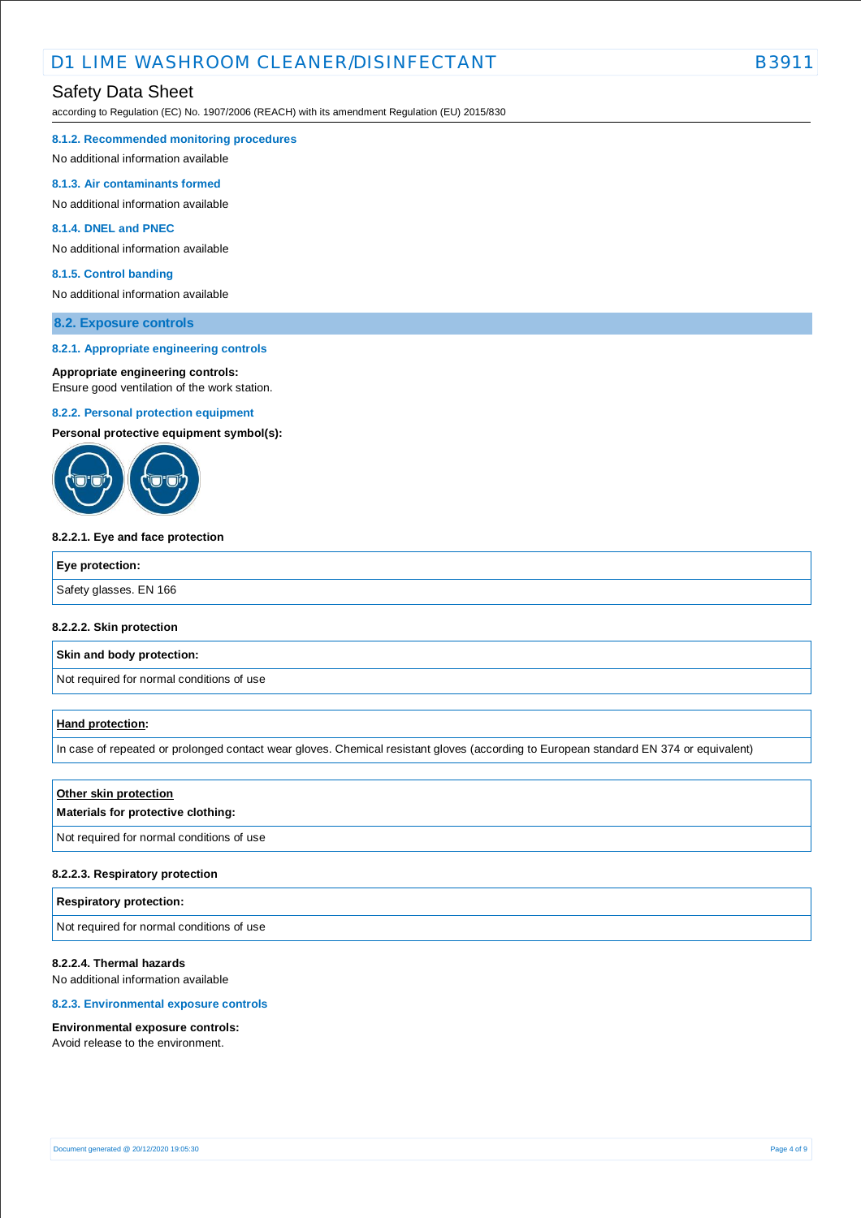#### 8.1.2. Recommended monitoring procedures

No additional information available

#### 8.1.3. Air contaminants formed

No additional information available

#### 8.1.4. DNEL and PNEC

No additional information available

#### 8.1.5. Control banding

No additional information available

### 8.2. Exposure controls

#### 8.2.1. Appropriate engineering controls

**Appropriate engineering controls:**
Ensure good ventilation of the work station.

#### 8.2.2. Personal protection equipment

**Personal protective equipment symbol(s):**

**8.2.2.1. Eye and face protection**

| Eye protection: |
|---|
| Safety glasses. EN 166 |

**8.2.2.2. Skin protection**

| Skin and body protection: |
|---|
| Not required for normal conditions of use |

| Hand protection: |
|---|
| In case of repeated or prolonged contact wear gloves. Chemical resistant gloves (according to European standard EN 374 or equivalent) |

| Other skin protection<br>Materials for protective clothing: |
|---|
| Not required for normal conditions of use |

**8.2.2.3. Respiratory protection**

| Respiratory protection: |
|---|
| Not required for normal conditions of use |

**8.2.2.4. Thermal hazards**

No additional information available

#### 8.2.3. Environmental exposure controls

**Environmental exposure controls:**
Avoid release to the environment.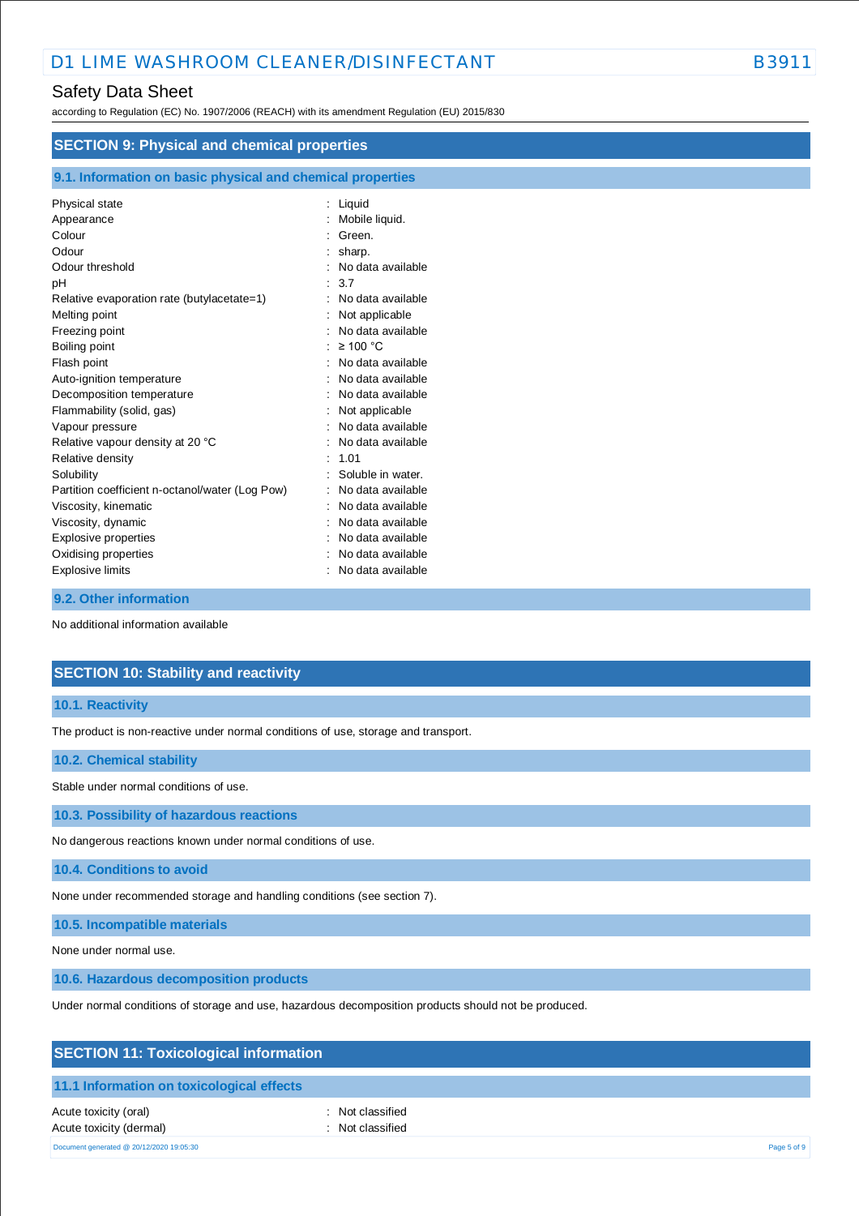## SECTION 9: Physical and chemical properties

### 9.1. Information on basic physical and chemical properties

| | |
|---|---|
| Physical state | : Liquid |
| Appearance | : Mobile liquid. |
| Colour | : Green. |
| Odour | : sharp. |
| Odour threshold | : No data available |
| pH | : 3.7 |
| Relative evaporation rate (butylacetate=1) | : No data available |
| Melting point | : Not applicable |
| Freezing point | : No data available |
| Boiling point | : ≥ 100 °C |
| Flash point | : No data available |
| Auto-ignition temperature | : No data available |
| Decomposition temperature | : No data available |
| Flammability (solid, gas) | : Not applicable |
| Vapour pressure | : No data available |
| Relative vapour density at 20 °C | : No data available |
| Relative density | : 1.01 |
| Solubility | : Soluble in water. |
| Partition coefficient n-octanol/water (Log Pow) | : No data available |
| Viscosity, kinematic | : No data available |
| Viscosity, dynamic | : No data available |
| Explosive properties | : No data available |
| Oxidising properties | : No data available |
| Explosive limits | : No data available |

### 9.2. Other information

No additional information available

## SECTION 10: Stability and reactivity

### 10.1. Reactivity

The product is non-reactive under normal conditions of use, storage and transport.

### 10.2. Chemical stability

Stable under normal conditions of use.

### 10.3. Possibility of hazardous reactions

No dangerous reactions known under normal conditions of use.

### 10.4. Conditions to avoid

None under recommended storage and handling conditions (see section 7).

### 10.5. Incompatible materials

None under normal use.

### 10.6. Hazardous decomposition products

Under normal conditions of storage and use, hazardous decomposition products should not be produced.

## SECTION 11: Toxicological information

### 11.1 Information on toxicological effects

| | |
|---|---|
| Acute toxicity (oral) | : Not classified |
| Acute toxicity (dermal) | : Not classified |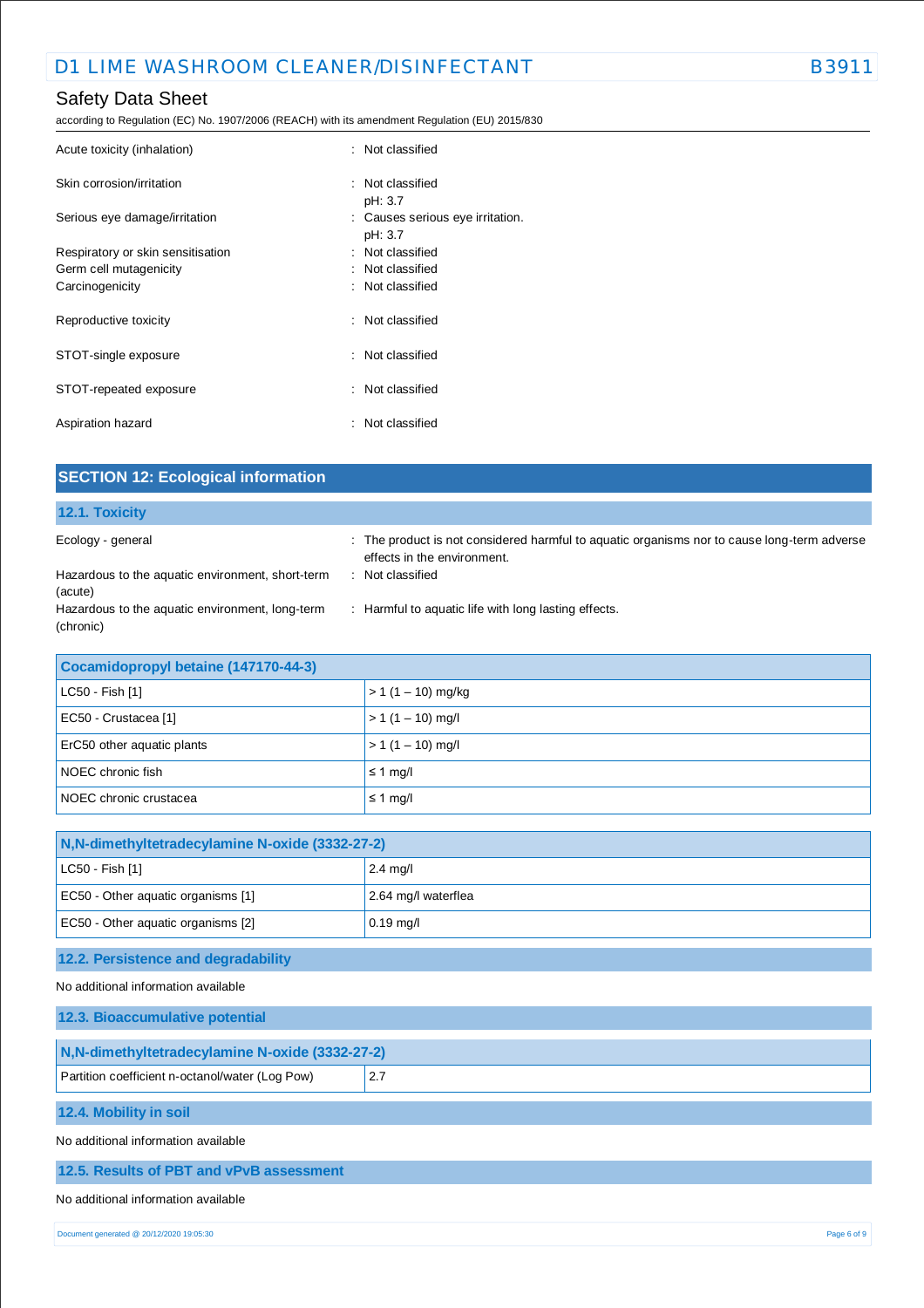| | |
|---|---|
| Acute toxicity (inhalation) | : Not classified |
| Skin corrosion/irritation | : Not classified<br>pH: 3.7 |
| Serious eye damage/irritation | : Causes serious eye irritation.<br>pH: 3.7 |
| Respiratory or skin sensitisation | : Not classified |
| Germ cell mutagenicity | : Not classified |
| Carcinogenicity | : Not classified |
| Reproductive toxicity | : Not classified |
| STOT-single exposure | : Not classified |
| STOT-repeated exposure | : Not classified |
| Aspiration hazard | : Not classified |

## SECTION 12: Ecological information

### 12.1. Toxicity

| | |
|---|---|
| Ecology - general | : The product is not considered harmful to aquatic organisms nor to cause long-term adverse effects in the environment. |
| Hazardous to the aquatic environment, short-term (acute) | : Not classified |
| Hazardous to the aquatic environment, long-term (chronic) | : Harmful to aquatic life with long lasting effects. |

| Cocamidopropyl betaine (147170-44-3) | |
|---|---|
| LC50 - Fish [1] | > 1 (1 – 10) mg/kg |
| EC50 - Crustacea [1] | > 1 (1 – 10) mg/l |
| ErC50 other aquatic plants | > 1 (1 – 10) mg/l |
| NOEC chronic fish | ≤ 1 mg/l |
| NOEC chronic crustacea | ≤ 1 mg/l |

| N,N-dimethyltetradecylamine N-oxide (3332-27-2) | |
|---|---|
| LC50 - Fish [1] | 2.4 mg/l |
| EC50 - Other aquatic organisms [1] | 2.64 mg/l waterflea |
| EC50 - Other aquatic organisms [2] | 0.19 mg/l |

### 12.2. Persistence and degradability

No additional information available

### 12.3. Bioaccumulative potential

| N,N-dimethyltetradecylamine N-oxide (3332-27-2) | |
|---|---|
| Partition coefficient n-octanol/water (Log Pow) | 2.7 |

### 12.4. Mobility in soil

No additional information available

### 12.5. Results of PBT and vPvB assessment

No additional information available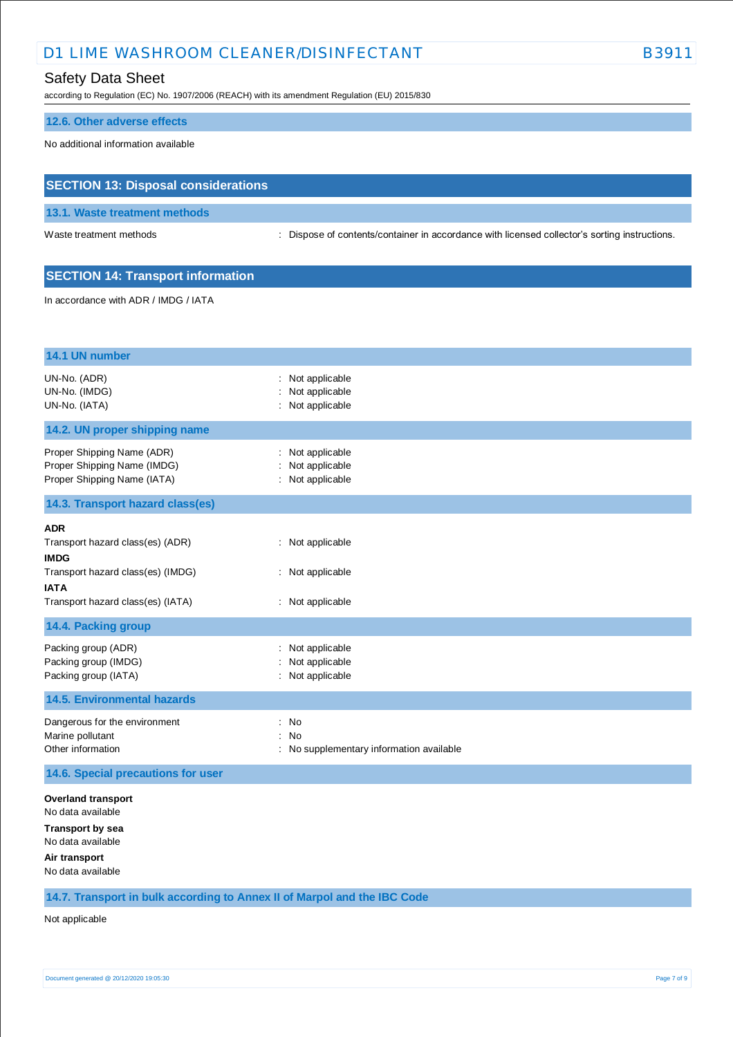### 12.6. Other adverse effects

No additional information available

## SECTION 13: Disposal considerations

### 13.1. Waste treatment methods

Waste treatment methods : Dispose of contents/container in accordance with licensed collector's sorting instructions.

## SECTION 14: Transport information

In accordance with ADR / IMDG / IATA

### 14.1 UN number

UN-No. (ADR) : Not applicable
UN-No. (IMDG) : Not applicable
UN-No. (IATA) : Not applicable

### 14.2. UN proper shipping name

Proper Shipping Name (ADR) : Not applicable
Proper Shipping Name (IMDG) : Not applicable
Proper Shipping Name (IATA) : Not applicable

### 14.3. Transport hazard class(es)

**ADR**
Transport hazard class(es) (ADR) : Not applicable
**IMDG**
Transport hazard class(es) (IMDG) : Not applicable
**IATA**
Transport hazard class(es) (IATA) : Not applicable

### 14.4. Packing group

Packing group (ADR) : Not applicable
Packing group (IMDG) : Not applicable
Packing group (IATA) : Not applicable

### 14.5. Environmental hazards

Dangerous for the environment : No
Marine pollutant : No
Other information : No supplementary information available

### 14.6. Special precautions for user

**Overland transport**
No data available
**Transport by sea**
No data available
**Air transport**
No data available

### 14.7. Transport in bulk according to Annex II of Marpol and the IBC Code

Not applicable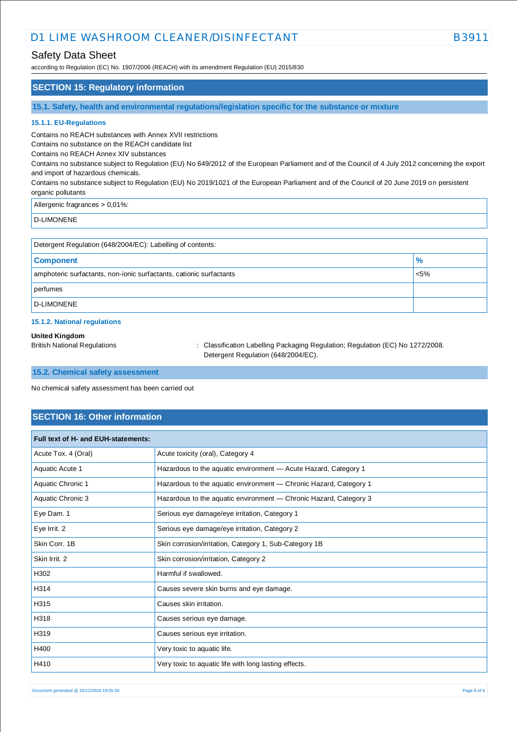## SECTION 15: Regulatory information

### 15.1. Safety, health and environmental regulations/legislation specific for the substance or mixture

#### 15.1.1. EU-Regulations

Contains no REACH substances with Annex XVII restrictions
Contains no substance on the REACH candidate list
Contains no REACH Annex XIV substances
Contains no substance subject to Regulation (EU) No 649/2012 of the European Parliament and of the Council of 4 July 2012 concerning the export and import of hazardous chemicals.
Contains no substance subject to Regulation (EU) No 2019/1021 of the European Parliament and of the Council of 20 June 2019 on persistent organic pollutants

| Allergenic fragrances > 0,01%: |
|---|
| D-LIMONENE |

Detergent Regulation (648/2004/EC): Labelling of contents:

| Component | % |
|---|---|
| amphoteric surfactants, non-ionic surfactants, cationic surfactants | <5% |
| perfumes | |
| D-LIMONENE | |

#### 15.1.2. National regulations

**United Kingdom**

British National Regulations : Classification Labelling Packaging Regulation; Regulation (EC) No 1272/2008. Detergent Regulation (648/2004/EC).

### 15.2. Chemical safety assessment

No chemical safety assessment has been carried out

## SECTION 16: Other information

| Full text of H- and EUH-statements: | |
|---|---|
| Acute Tox. 4 (Oral) | Acute toxicity (oral), Category 4 |
| Aquatic Acute 1 | Hazardous to the aquatic environment — Acute Hazard, Category 1 |
| Aquatic Chronic 1 | Hazardous to the aquatic environment — Chronic Hazard, Category 1 |
| Aquatic Chronic 3 | Hazardous to the aquatic environment — Chronic Hazard, Category 3 |
| Eye Dam. 1 | Serious eye damage/eye irritation, Category 1 |
| Eye Irrit. 2 | Serious eye damage/eye irritation, Category 2 |
| Skin Corr. 1B | Skin corrosion/irritation, Category 1, Sub-Category 1B |
| Skin Irrit. 2 | Skin corrosion/irritation, Category 2 |
| H302 | Harmful if swallowed. |
| H314 | Causes severe skin burns and eye damage. |
| H315 | Causes skin irritation. |
| H318 | Causes serious eye damage. |
| H319 | Causes serious eye irritation. |
| H400 | Very toxic to aquatic life. |
| H410 | Very toxic to aquatic life with long lasting effects. |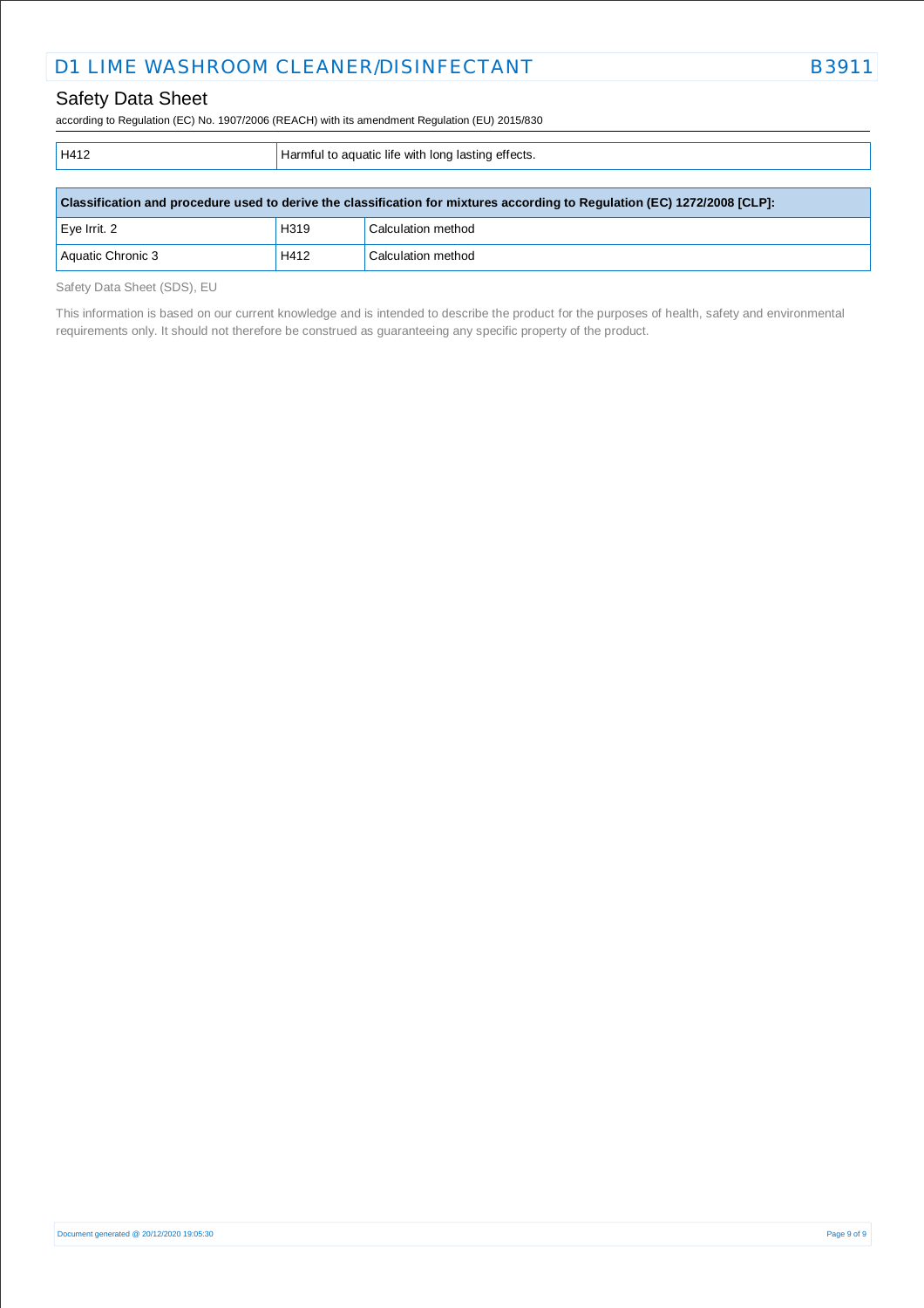| | |
|---|---|
| H412 | Harmful to aquatic life with long lasting effects. |

| Classification and procedure used to derive the classification for mixtures according to Regulation (EC) 1272/2008 [CLP]: | | |
|---|---|---|
| Eye Irrit. 2 | H319 | Calculation method |
| Aquatic Chronic 3 | H412 | Calculation method |

Safety Data Sheet (SDS), EU

This information is based on our current knowledge and is intended to describe the product for the purposes of health, safety and environmental requirements only. It should not therefore be construed as guaranteeing any specific property of the product.